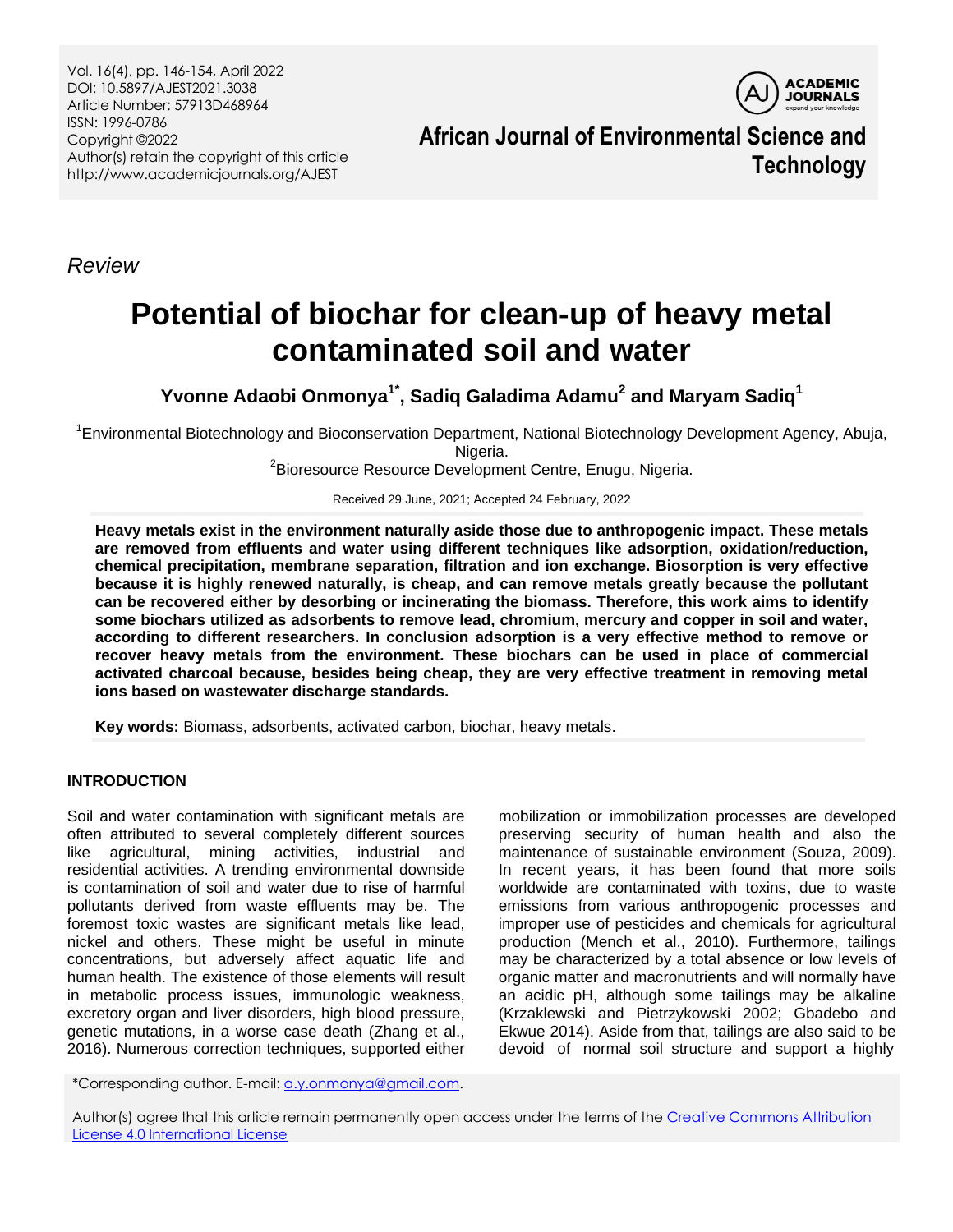*Review*

# Potential of biochar for clean-up of heavy metal contaminated soil and water

**Yvonne Adaobi Onmonya[1*], Sadiq Galadima Adamu[2] and Maryam Sadiq[1]**

[1]Environmental Biotechnology and Bioconservation Department, National Biotechnology Development Agency, Abuja, Nigeria.

[2]Bioresource Resource Development Centre, Enugu, Nigeria.

Received 29 June, 2021; Accepted 24 February, 2022

**Heavy metals exist in the environment naturally aside those due to anthropogenic impact. These metals are removed from effluents and water using different techniques like adsorption, oxidation/reduction, chemical precipitation, membrane separation, filtration and ion exchange. Biosorption is very effective because it is highly renewed naturally, is cheap, and can remove metals greatly because the pollutant can be recovered either by desorbing or incinerating the biomass. Therefore, this work aims to identify some biochars utilized as adsorbents to remove lead, chromium, mercury and copper in soil and water, according to different researchers. In conclusion adsorption is a very effective method to remove or recover heavy metals from the environment. These biochars can be used in place of commercial activated charcoal because, besides being cheap, they are very effective treatment in removing metal ions based on wastewater discharge standards.**

**Key words:** Biomass, adsorbents, activated carbon, biochar, heavy metals.

## INTRODUCTION

Soil and water contamination with significant metals are often attributed to several completely different sources like agricultural, mining activities, industrial and residential activities. A trending environmental downside is contamination of soil and water due to rise of harmful pollutants derived from waste effluents may be. The foremost toxic wastes are significant metals like lead, nickel and others. These might be useful in minute concentrations, but adversely affect aquatic life and human health. The existence of those elements will result in metabolic process issues, immunologic weakness, excretory organ and liver disorders, high blood pressure, genetic mutations, in a worse case death (Zhang et al., 2016). Numerous correction techniques, supported either mobilization or immobilization processes are developed preserving security of human health and also the maintenance of sustainable environment (Souza, 2009). In recent years, it has been found that more soils worldwide are contaminated with toxins, due to waste emissions from various anthropogenic processes and improper use of pesticides and chemicals for agricultural production (Mench et al., 2010). Furthermore, tailings may be characterized by a total absence or low levels of organic matter and macronutrients and will normally have an acidic pH, although some tailings may be alkaline (Krzaklewski and Pietrzykowski 2002; Gbadebo and Ekwue 2014). Aside from that, tailings are also said to be devoid of normal soil structure and support a highly

*Corresponding author. E-mail: a.y.onmonya@gmail.com.

Author(s) agree that this article remain permanently open access under the terms of the Creative Commons Attribution License 4.0 International License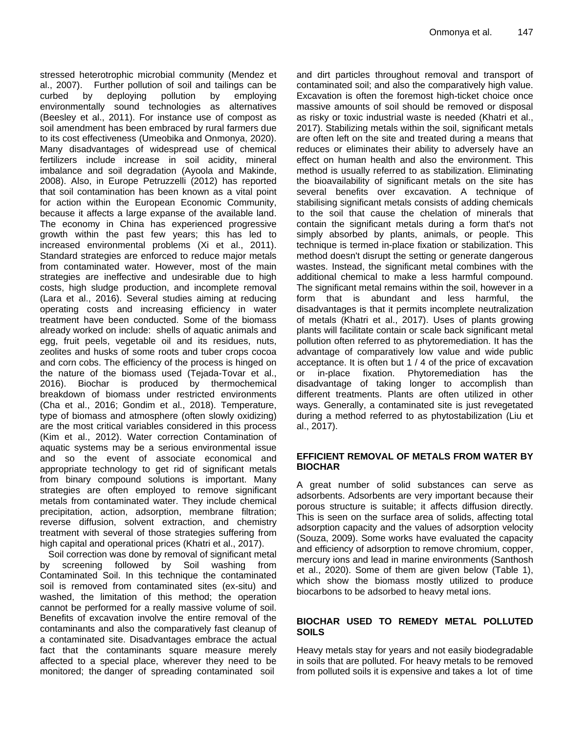stressed heterotrophic microbial community (Mendez et al., 2007). Further pollution of soil and tailings can be curbed by deploying pollution by employing environmentally sound technologies as alternatives (Beesley et al., 2011). For instance use of compost as soil amendment has been embraced by rural farmers due to its cost effectiveness (Umeobika and Onmonya, 2020). Many disadvantages of widespread use of chemical fertilizers include increase in soil acidity, mineral imbalance and soil degradation (Ayoola and Makinde, 2008). Also, in Europe Petruzzelli (2012) has reported that soil contamination has been known as a vital point for action within the European Economic Community, because it affects a large expanse of the available land. The economy in China has experienced progressive growth within the past few years; this has led to increased environmental problems (Xi et al., 2011). Standard strategies are enforced to reduce major metals from contaminated water. However, most of the main strategies are ineffective and undesirable due to high costs, high sludge production, and incomplete removal (Lara et al., 2016). Several studies aiming at reducing operating costs and increasing efficiency in water treatment have been conducted. Some of the biomass already worked on include: shells of aquatic animals and egg, fruit peels, vegetable oil and its residues, nuts, zeolites and husks of some roots and tuber crops cocoa and corn cobs. The efficiency of the process is hinged on the nature of the biomass used (Tejada-Tovar et al., 2016). Biochar is produced by thermochemical breakdown of biomass under restricted environments (Cha et al., 2016; Gondim et al., 2018). Temperature, type of biomass and atmosphere (often slowly oxidizing) are the most critical variables considered in this process (Kim et al., 2012). Water correction Contamination of aquatic systems may be a serious environmental issue and so the event of associate economical and appropriate technology to get rid of significant metals from binary compound solutions is important. Many strategies are often employed to remove significant metals from contaminated water. They include chemical precipitation, action, adsorption, membrane filtration; reverse diffusion, solvent extraction, and chemistry treatment with several of those strategies suffering from high capital and operational prices (Khatri et al., 2017).

Soil correction was done by removal of significant metal by screening followed by Soil washing from Contaminated Soil. In this technique the contaminated soil is removed from contaminated sites (ex-situ) and washed, the limitation of this method; the operation cannot be performed for a really massive volume of soil. Benefits of excavation involve the entire removal of the contaminants and also the comparatively fast cleanup of a contaminated site. Disadvantages embrace the actual fact that the contaminants square measure merely affected to a special place, wherever they need to be monitored; the danger of spreading contaminated soil and dirt particles throughout removal and transport of contaminated soil; and also the comparatively high value. Excavation is often the foremost high-ticket choice once massive amounts of soil should be removed or disposal as risky or toxic industrial waste is needed (Khatri et al., 2017). Stabilizing metals within the soil, significant metals are often left on the site and treated during a means that reduces or eliminates their ability to adversely have an effect on human health and also the environment. This method is usually referred to as stabilization. Eliminating the bioavailability of significant metals on the site has several benefits over excavation. A technique of stabilising significant metals consists of adding chemicals to the soil that cause the chelation of minerals that contain the significant metals during a form that's not simply absorbed by plants, animals, or people. This technique is termed in-place fixation or stabilization. This method doesn't disrupt the setting or generate dangerous wastes. Instead, the significant metal combines with the additional chemical to make a less harmful compound. The significant metal remains within the soil, however in a form that is abundant and less harmful, the disadvantages is that it permits incomplete neutralization of metals (Khatri et al., 2017). Uses of plants growing plants will facilitate contain or scale back significant metal pollution often referred to as phytoremediation. It has the advantage of comparatively low value and wide public acceptance. It is often but 1 / 4 of the price of excavation or in-place fixation. Phytoremediation has the disadvantage of taking longer to accomplish than different treatments. Plants are often utilized in other ways. Generally, a contaminated site is just revegetated during a method referred to as phytostabilization (Liu et al., 2017).

## EFFICIENT REMOVAL OF METALS FROM WATER BY BIOCHAR

A great number of solid substances can serve as adsorbents. Adsorbents are very important because their porous structure is suitable; it affects diffusion directly. This is seen on the surface area of solids, affecting total adsorption capacity and the values of adsorption velocity (Souza, 2009). Some works have evaluated the capacity and efficiency of adsorption to remove chromium, copper, mercury ions and lead in marine environments (Santhosh et al., 2020). Some of them are given below (Table 1), which show the biomass mostly utilized to produce biocarbons to be adsorbed to heavy metal ions.

## BIOCHAR USED TO REMEDY METAL POLLUTED SOILS

Heavy metals stay for years and not easily biodegradable in soils that are polluted. For heavy metals to be removed from polluted soils it is expensive and takes a lot of time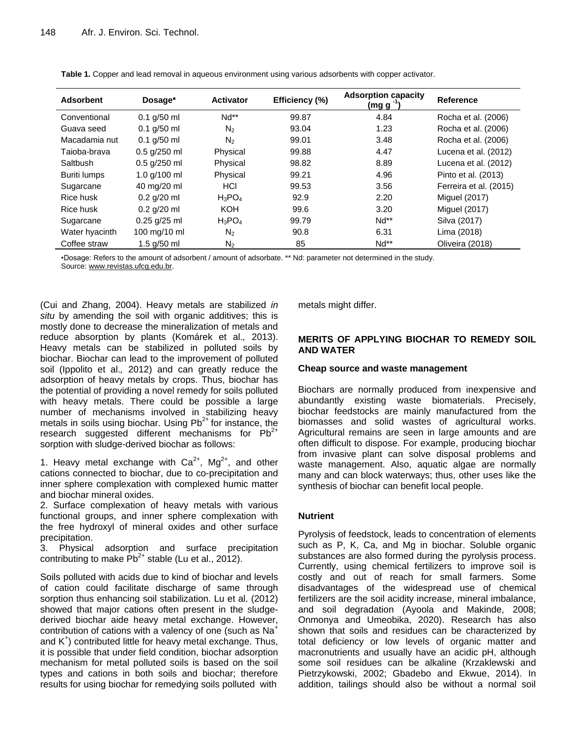**Table 1.** Copper and lead removal in aqueous environment using various adsorbents with copper activator.

| Adsorbent | Dosage* | Activator | Efficiency (%) | Adsorption capacity (mg $g^{-1}$) | Reference |
|---|---|---|---|---|---|
| Conventional | 0.1 g/50 ml | Nd** | 99.87 | 4.84 | Rocha et al. (2006) |
| Guava seed | 0.1 g/50 ml | $N_2$ | 93.04 | 1.23 | Rocha et al. (2006) |
| Macadamia nut | 0.1 g/50 ml | $N_2$ | 99.01 | 3.48 | Rocha et al. (2006) |
| Taioba-brava | 0.5 g/250 ml | Physical | 99.88 | 4.47 | Lucena et al. (2012) |
| Saltbush | 0.5 g/250 ml | Physical | 98.82 | 8.89 | Lucena et al. (2012) |
| Buriti lumps | 1.0 g/100 ml | Physical | 99.21 | 4.96 | Pinto et al. (2013) |
| Sugarcane | 40 mg/20 ml | HCl | 99.53 | 3.56 | Ferreira et al. (2015) |
| Rice husk | 0.2 g/20 ml | $H_3PO_4$ | 92.9 | 2.20 | Miguel (2017) |
| Rice husk | 0.2 g/20 ml | KOH | 99.6 | 3.20 | Miguel (2017) |
| Sugarcane | 0.25 g/25 ml | $H_3PO_4$ | 99.79 | Nd** | Silva (2017) |
| Water hyacinth | 100 mg/10 ml | $N_2$ | 90.8 | 6.31 | Lima (2018) |
| Coffee straw | 1.5 g/50 ml | $N_2$ | 85 | Nd** | Oliveira (2018) |

•Dosage: Refers to the amount of adsorbent / amount of adsorbate. ** Nd: parameter not determined in the study.
Source: www.revistas.ufcg.edu.br.

(Cui and Zhang, 2004). Heavy metals are stabilized *in situ* by amending the soil with organic additives; this is mostly done to decrease the mineralization of metals and reduce absorption by plants (Komárek et al*.,* 2013). Heavy metals can be stabilized in polluted soils by biochar. Biochar can lead to the improvement of polluted soil (Ippolito et al*.,* 2012) and can greatly reduce the adsorption of heavy metals by crops. Thus, biochar has the potential of providing a novel remedy for soils polluted with heavy metals. There could be possible a large number of mechanisms involved in stabilizing heavy metals in soils using biochar. Using $Pb^{2+}$ for instance, the research suggested different mechanisms for $Pb^{2+}$ sorption with sludge-derived biochar as follows:

1. Heavy metal exchange with $Ca^{2+}$, $Mg^{2+}$, and other cations connected to biochar, due to co-precipitation and inner sphere complexation with complexed humic matter and biochar mineral oxides.
2. Surface complexation of heavy metals with various functional groups, and inner sphere complexation with the free hydroxyl of mineral oxides and other surface precipitation.
3. Physical adsorption and surface precipitation contributing to make $Pb^{2+}$ stable (Lu et al., 2012).

Soils polluted with acids due to kind of biochar and levels of cation could facilitate discharge of same through sorption thus enhancing soil stabilization. Lu et al. (2012) showed that major cations often present in the sludge-derived biochar aide heavy metal exchange. However, contribution of cations with a valency of one (such as $Na^+$ and $K^+$) contributed little for heavy metal exchange. Thus, it is possible that under field condition, biochar adsorption mechanism for metal polluted soils is based on the soil types and cations in both soils and biochar; therefore results for using biochar for remedying soils polluted with metals might differ.

## MERITS OF APPLYING BIOCHAR TO REMEDY SOIL AND WATER

### Cheap source and waste management

Biochars are normally produced from inexpensive and abundantly existing waste biomaterials. Precisely, biochar feedstocks are mainly manufactured from the biomasses and solid wastes of agricultural works. Agricultural remains are seen in large amounts and are often difficult to dispose. For example, producing biochar from invasive plant can solve disposal problems and waste management. Also, aquatic algae are normally many and can block waterways; thus, other uses like the synthesis of biochar can benefit local people.

### Nutrient

Pyrolysis of feedstock, leads to concentration of elements such as P, K, Ca, and Mg in biochar. Soluble organic substances are also formed during the pyrolysis process. Currently, using chemical fertilizers to improve soil is costly and out of reach for small farmers. Some disadvantages of the widespread use of chemical fertilizers are the soil acidity increase, mineral imbalance, and soil degradation (Ayoola and Makinde, 2008; Onmonya and Umeobika, 2020). Research has also shown that soils and residues can be characterized by total deficiency or low levels of organic matter and macronutrients and usually have an acidic pH, although some soil residues can be alkaline (Krzaklewski and Pietrzykowski, 2002; Gbadebo and Ekwue, 2014). In addition, tailings should also be without a normal soil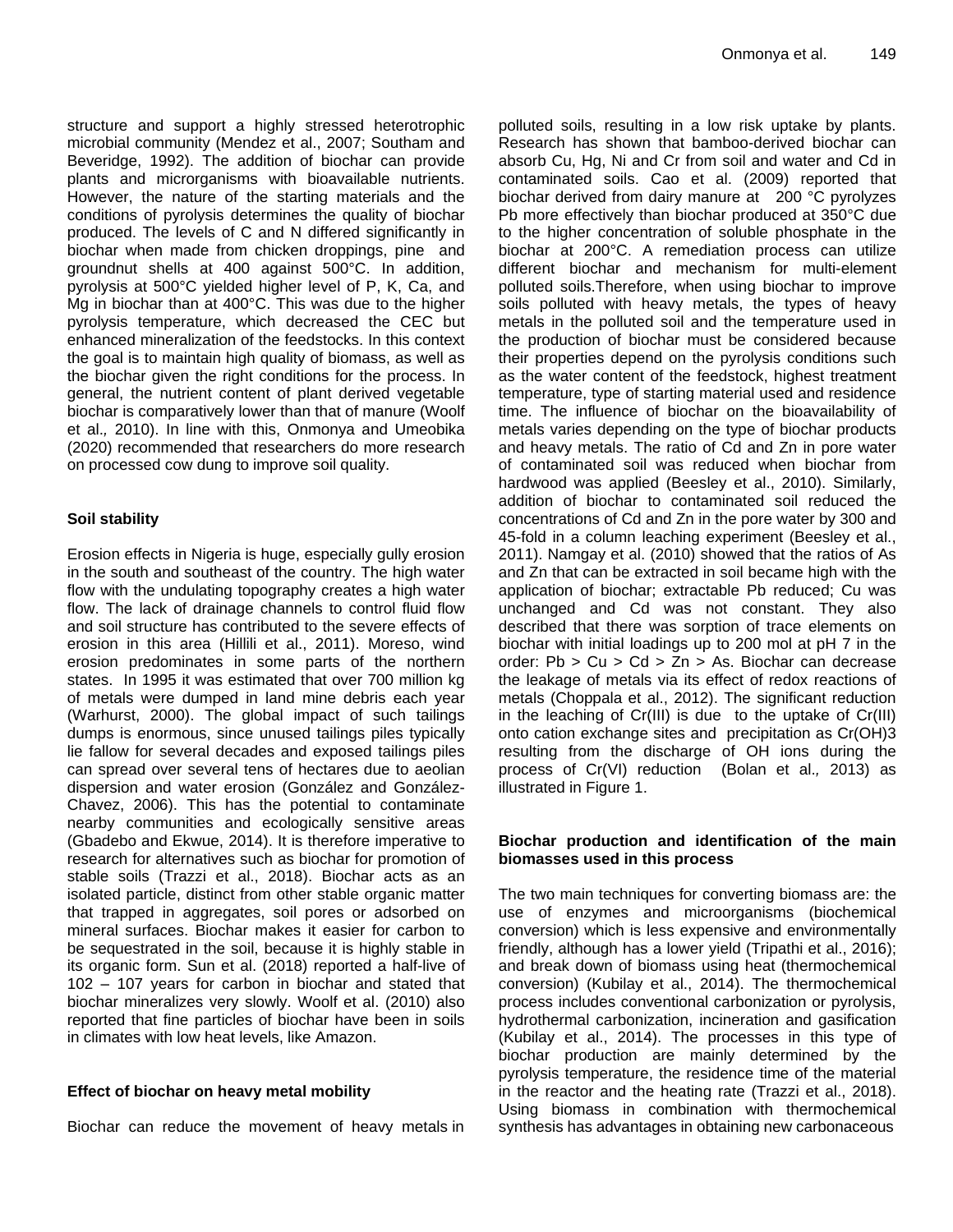structure and support a highly stressed heterotrophic microbial community (Mendez et al., 2007; Southam and Beveridge, 1992). The addition of biochar can provide plants and microrganisms with bioavailable nutrients. However, the nature of the starting materials and the conditions of pyrolysis determines the quality of biochar produced. The levels of C and N differed significantly in biochar when made from chicken droppings, pine and groundnut shells at 400 against 500°C. In addition, pyrolysis at 500°C yielded higher level of P, K, Ca, and Mg in biochar than at 400°C. This was due to the higher pyrolysis temperature, which decreased the CEC but enhanced mineralization of the feedstocks. In this context the goal is to maintain high quality of biomass, as well as the biochar given the right conditions for the process. In general, the nutrient content of plant derived vegetable biochar is comparatively lower than that of manure (Woolf et al., 2010). In line with this, Onmonya and Umeobika (2020) recommended that researchers do more research on processed cow dung to improve soil quality.

**Soil stability**

Erosion effects in Nigeria is huge, especially gully erosion in the south and southeast of the country. The high water flow with the undulating topography creates a high water flow. The lack of drainage channels to control fluid flow and soil structure has contributed to the severe effects of erosion in this area (Hillili et al., 2011). Moreso, wind erosion predominates in some parts of the northern states. In 1995 it was estimated that over 700 million kg of metals were dumped in land mine debris each year (Warhurst, 2000). The global impact of such tailings dumps is enormous, since unused tailings piles typically lie fallow for several decades and exposed tailings piles can spread over several tens of hectares due to aeolian dispersion and water erosion (González and González-Chavez, 2006). This has the potential to contaminate nearby communities and ecologically sensitive areas (Gbadebo and Ekwue, 2014). It is therefore imperative to research for alternatives such as biochar for promotion of stable soils (Trazzi et al., 2018). Biochar acts as an isolated particle, distinct from other stable organic matter that trapped in aggregates, soil pores or adsorbed on mineral surfaces. Biochar makes it easier for carbon to be sequestrated in the soil, because it is highly stable in its organic form. Sun et al. (2018) reported a half-live of 102 – 107 years for carbon in biochar and stated that biochar mineralizes very slowly. Woolf et al. (2010) also reported that fine particles of biochar have been in soils in climates with low heat levels, like Amazon.

**Effect of biochar on heavy metal mobility**

Biochar can reduce the movement of heavy metals in polluted soils, resulting in a low risk uptake by plants. Research has shown that bamboo-derived biochar can absorb Cu, Hg, Ni and Cr from soil and water and Cd in contaminated soils. Cao et al. (2009) reported that biochar derived from dairy manure at 200 °C pyrolyzes Pb more effectively than biochar produced at 350°C due to the higher concentration of soluble phosphate in the biochar at 200°C. A remediation process can utilize different biochar and mechanism for multi-element polluted soils.Therefore, when using biochar to improve soils polluted with heavy metals, the types of heavy metals in the polluted soil and the temperature used in the production of biochar must be considered because their properties depend on the pyrolysis conditions such as the water content of the feedstock, highest treatment temperature, type of starting material used and residence time. The influence of biochar on the bioavailability of metals varies depending on the type of biochar products and heavy metals. The ratio of Cd and Zn in pore water of contaminated soil was reduced when biochar from hardwood was applied (Beesley et al., 2010). Similarly, addition of biochar to contaminated soil reduced the concentrations of Cd and Zn in the pore water by 300 and 45-fold in a column leaching experiment (Beesley et al., 2011). Namgay et al. (2010) showed that the ratios of As and Zn that can be extracted in soil became high with the application of biochar; extractable Pb reduced; Cu was unchanged and Cd was not constant. They also described that there was sorption of trace elements on biochar with initial loadings up to 200 mol at pH 7 in the order: Pb > Cu > Cd > Zn > As. Biochar can decrease the leakage of metals via its effect of redox reactions of metals (Choppala et al., 2012). The significant reduction in the leaching of Cr(III) is due to the uptake of Cr(III) onto cation exchange sites and precipitation as $Cr(OH)_3$ resulting from the discharge of OH ions during the process of Cr(VI) reduction (Bolan et al., 2013) as illustrated in Figure 1.

**Biochar production and identification of the main biomasses used in this process**

The two main techniques for converting biomass are: the use of enzymes and microorganisms (biochemical conversion) which is less expensive and environmentally friendly, although has a lower yield (Tripathi et al., 2016); and break down of biomass using heat (thermochemical conversion) (Kubilay et al., 2014). The thermochemical process includes conventional carbonization or pyrolysis, hydrothermal carbonization, incineration and gasification (Kubilay et al., 2014). The processes in this type of biochar production are mainly determined by the pyrolysis temperature, the residence time of the material in the reactor and the heating rate (Trazzi et al., 2018). Using biomass in combination with thermochemical synthesis has advantages in obtaining new carbonaceous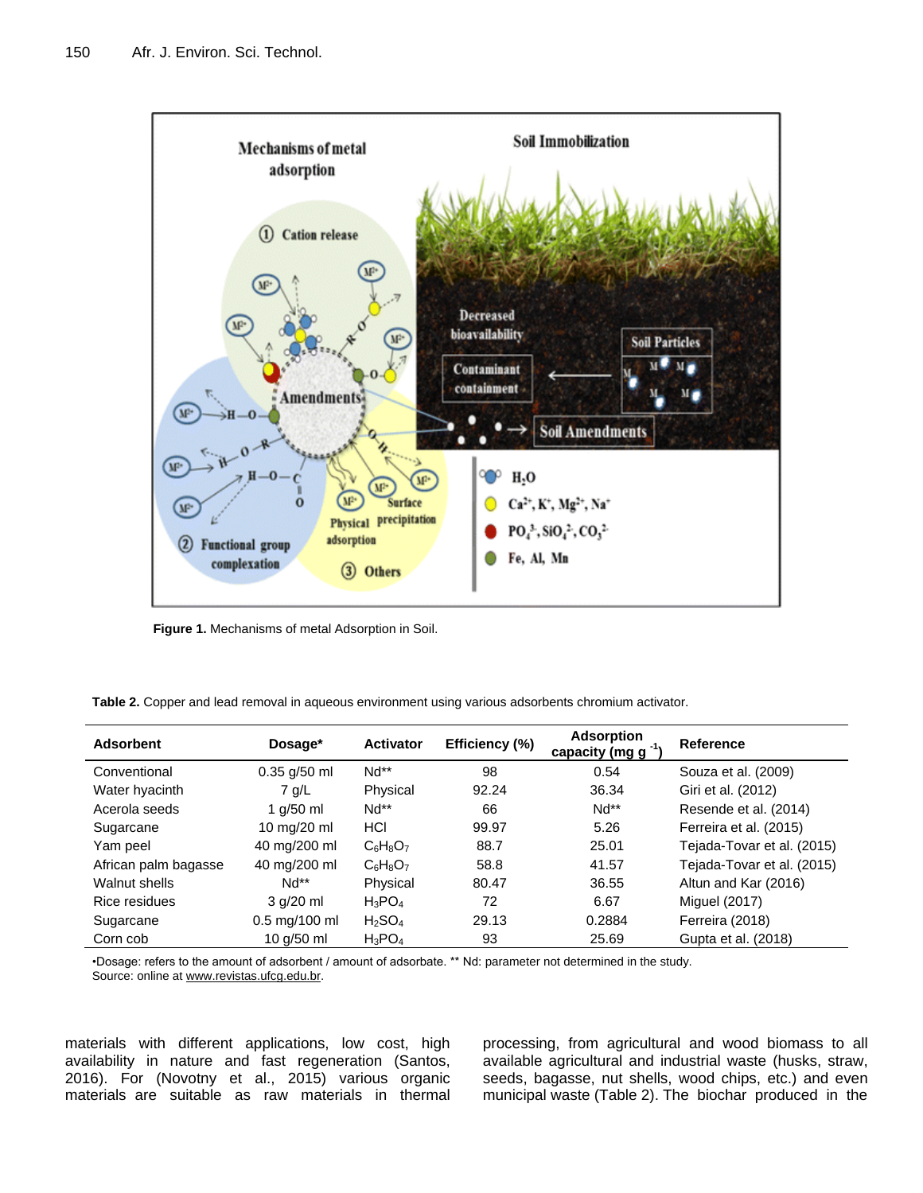**Figure 1.** Mechanisms of metal Adsorption in Soil.

**Table 2.** Copper and lead removal in aqueous environment using various adsorbents chromium activator.

| Adsorbent | Dosage* | Activator | Efficiency (%) | Adsorption capacity (mg g $^{-1}$) | Reference |
|---|---|---|---|---|---|
| Conventional | 0.35 g/50 ml | Nd** | 98 | 0.54 | Souza et al. (2009) |
| Water hyacinth | 7 g/L | Physical | 92.24 | 36.34 | Giri et al. (2012) |
| Acerola seeds | 1 g/50 ml | Nd** | 66 | Nd** | Resende et al. (2014) |
| Sugarcane | 10 mg/20 ml | HCl | 99.97 | 5.26 | Ferreira et al. (2015) |
| Yam peel | 40 mg/200 ml | $C_6H_8O_7$ | 88.7 | 25.01 | Tejada-Tovar et al. (2015) |
| African palm bagasse | 40 mg/200 ml | $C_6H_8O_7$ | 58.8 | 41.57 | Tejada-Tovar et al. (2015) |
| Walnut shells | Nd** | Physical | 80.47 | 36.55 | Altun and Kar (2016) |
| Rice residues | 3 g/20 ml | $H_3PO_4$ | 72 | 6.67 | Miguel (2017) |
| Sugarcane | 0.5 mg/100 ml | $H_2SO_4$ | 29.13 | 0.2884 | Ferreira (2018) |
| Corn cob | 10 g/50 ml | $H_3PO_4$ | 93 | 25.69 | Gupta et al. (2018) |

•Dosage: refers to the amount of adsorbent / amount of adsorbate. ** Nd: parameter not determined in the study.
Source: online at www.revistas.ufcg.edu.br.

materials with different applications, low cost, high availability in nature and fast regeneration (Santos, 2016). For (Novotny et al., 2015) various organic materials are suitable as raw materials in thermal processing, from agricultural and wood biomass to all available agricultural and industrial waste (husks, straw, seeds, bagasse, nut shells, wood chips, etc.) and even municipal waste (Table 2). The biochar produced in the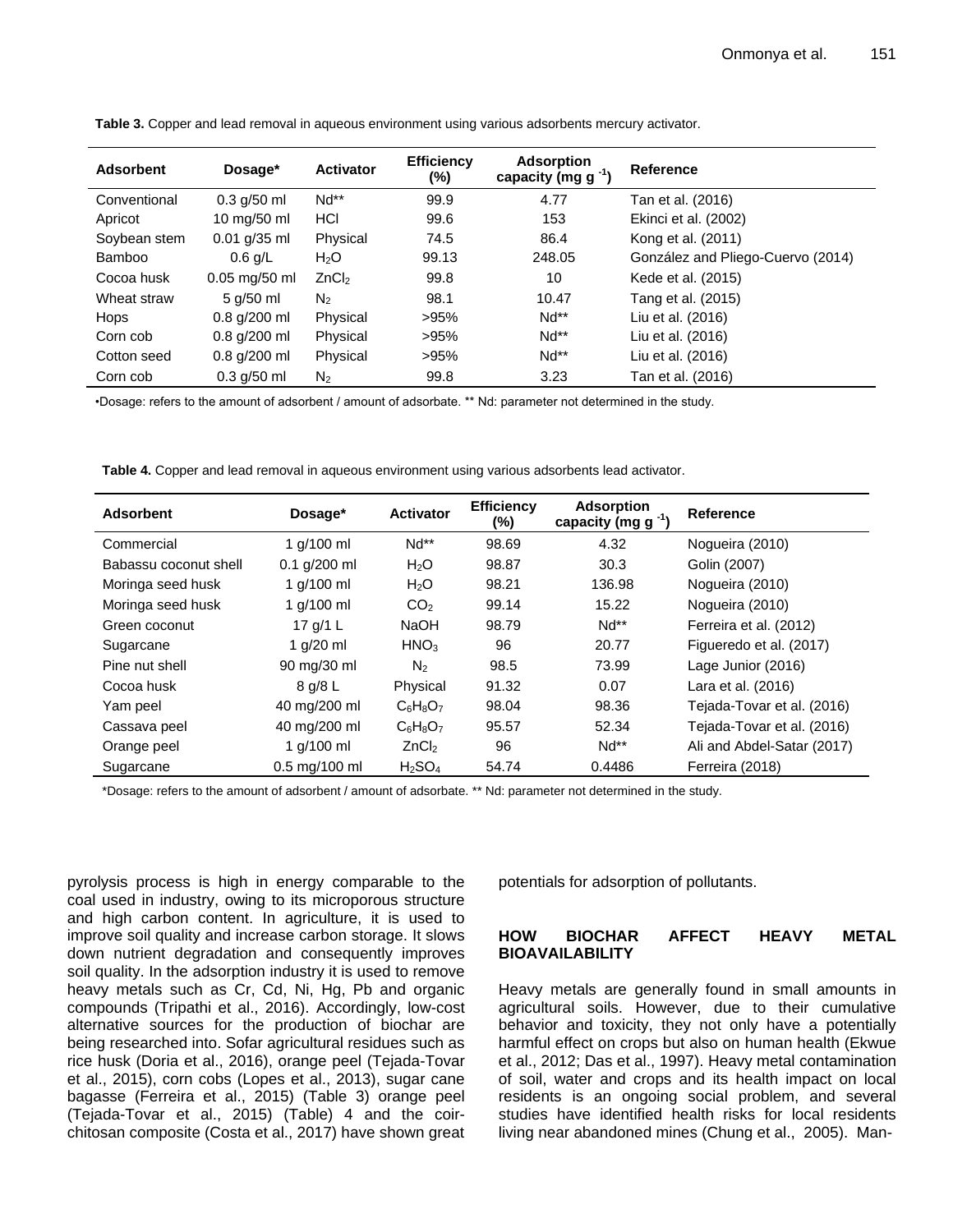**Table 3.** Copper and lead removal in aqueous environment using various adsorbents mercury activator.

| Adsorbent | Dosage* | Activator | Efficiency (%) | Adsorption capacity (mg $g^{-1}$) | Reference |
|---|---|---|---|---|---|
| Conventional | 0.3 g/50 ml | Nd** | 99.9 | 4.77 | Tan et al. (2016) |
| Apricot | 10 mg/50 ml | HCl | 99.6 | 153 | Ekinci et al. (2002) |
| Soybean stem | 0.01 g/35 ml | Physical | 74.5 | 86.4 | Kong et al. (2011) |
| Bamboo | 0.6 g/L | $H_2O$ | 99.13 | 248.05 | González and Pliego-Cuervo (2014) |
| Cocoa husk | 0.05 mg/50 ml | $ZnCl_2$ | 99.8 | 10 | Kede et al. (2015) |
| Wheat straw | 5 g/50 ml | $N_2$ | 98.1 | 10.47 | Tang et al. (2015) |
| Hops | 0.8 g/200 ml | Physical | >95% | Nd** | Liu et al. (2016) |
| Corn cob | 0.8 g/200 ml | Physical | >95% | Nd** | Liu et al. (2016) |
| Cotton seed | 0.8 g/200 ml | Physical | >95% | Nd** | Liu et al. (2016) |
| Corn cob | 0.3 g/50 ml | $N_2$ | 99.8 | 3.23 | Tan et al. (2016) |

•Dosage: refers to the amount of adsorbent / amount of adsorbate. ** Nd: parameter not determined in the study.

**Table 4.** Copper and lead removal in aqueous environment using various adsorbents lead activator.

| Adsorbent | Dosage* | Activator | Efficiency (%) | Adsorption capacity (mg $g^{-1}$) | Reference |
|---|---|---|---|---|---|
| Commercial | 1 g/100 ml | Nd** | 98.69 | 4.32 | Nogueira (2010) |
| Babassu coconut shell | 0.1 g/200 ml | $H_2O$ | 98.87 | 30.3 | Golin (2007) |
| Moringa seed husk | 1 g/100 ml | $H_2O$ | 98.21 | 136.98 | Nogueira (2010) |
| Moringa seed husk | 1 g/100 ml | $CO_2$ | 99.14 | 15.22 | Nogueira (2010) |
| Green coconut | 17 g/1 L | NaOH | 98.79 | Nd** | Ferreira et al. (2012) |
| Sugarcane | 1 g/20 ml | $HNO_3$ | 96 | 20.77 | Figueredo et al. (2017) |
| Pine nut shell | 90 mg/30 ml | $N_2$ | 98.5 | 73.99 | Lage Junior (2016) |
| Cocoa husk | 8 g/8 L | Physical | 91.32 | 0.07 | Lara et al. (2016) |
| Yam peel | 40 mg/200 ml | $C_6H_8O_7$ | 98.04 | 98.36 | Tejada-Tovar et al. (2016) |
| Cassava peel | 40 mg/200 ml | $C_6H_8O_7$ | 95.57 | 52.34 | Tejada-Tovar et al. (2016) |
| Orange peel | 1 g/100 ml | $ZnCl_2$ | 96 | Nd** | Ali and Abdel-Satar (2017) |
| Sugarcane | 0.5 mg/100 ml | $H_2SO_4$ | 54.74 | 0.4486 | Ferreira (2018) |

*Dosage: refers to the amount of adsorbent / amount of adsorbate. ** Nd: parameter not determined in the study.

pyrolysis process is high in energy comparable to the coal used in industry, owing to its microporous structure and high carbon content. In agriculture, it is used to improve soil quality and increase carbon storage. It slows down nutrient degradation and consequently improves soil quality. In the adsorption industry it is used to remove heavy metals such as Cr, Cd, Ni, Hg, Pb and organic compounds (Tripathi et al., 2016). Accordingly, low-cost alternative sources for the production of biochar are being researched into. Sofar agricultural residues such as rice husk (Doria et al., 2016), orange peel (Tejada-Tovar et al., 2015), corn cobs (Lopes et al., 2013), sugar cane bagasse (Ferreira et al., 2015) (Table 3) orange peel (Tejada-Tovar et al., 2015) (Table) 4 and the coir-chitosan composite (Costa et al., 2017) have shown great potentials for adsorption of pollutants.

## HOW BIOCHAR AFFECT HEAVY METAL BIOAVAILABILITY

Heavy metals are generally found in small amounts in agricultural soils. However, due to their cumulative behavior and toxicity, they not only have a potentially harmful effect on crops but also on human health (Ekwue et al., 2012; Das et al., 1997). Heavy metal contamination of soil, water and crops and its health impact on local residents is an ongoing social problem, and several studies have identified health risks for local residents living near abandoned mines (Chung et al., 2005). Man-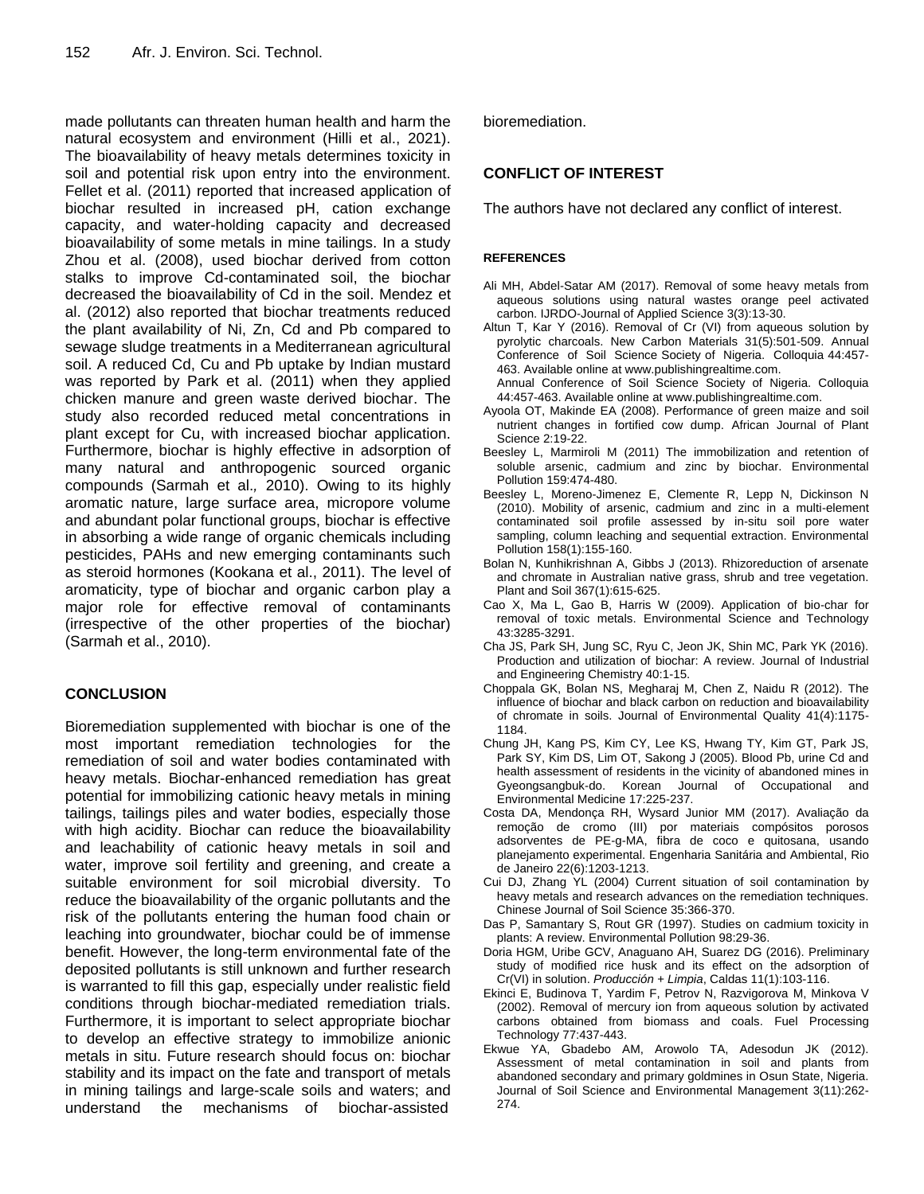made pollutants can threaten human health and harm the natural ecosystem and environment (Hilli et al., 2021). The bioavailability of heavy metals determines toxicity in soil and potential risk upon entry into the environment. Fellet et al. (2011) reported that increased application of biochar resulted in increased pH, cation exchange capacity, and water-holding capacity and decreased bioavailability of some metals in mine tailings. In a study Zhou et al. (2008), used biochar derived from cotton stalks to improve Cd-contaminated soil, the biochar decreased the bioavailability of Cd in the soil. Mendez et al. (2012) also reported that biochar treatments reduced the plant availability of Ni, Zn, Cd and Pb compared to sewage sludge treatments in a Mediterranean agricultural soil. A reduced Cd, Cu and Pb uptake by Indian mustard was reported by Park et al. (2011) when they applied chicken manure and green waste derived biochar. The study also recorded reduced metal concentrations in plant except for Cu, with increased biochar application. Furthermore, biochar is highly effective in adsorption of many natural and anthropogenic sourced organic compounds (Sarmah et al., 2010). Owing to its highly aromatic nature, large surface area, micropore volume and abundant polar functional groups, biochar is effective in absorbing a wide range of organic chemicals including pesticides, PAHs and new emerging contaminants such as steroid hormones (Kookana et al., 2011). The level of aromaticity, type of biochar and organic carbon play a major role for effective removal of contaminants (irrespective of the other properties of the biochar) (Sarmah et al., 2010).

## CONCLUSION

Bioremediation supplemented with biochar is one of the most important remediation technologies for the remediation of soil and water bodies contaminated with heavy metals. Biochar-enhanced remediation has great potential for immobilizing cationic heavy metals in mining tailings, tailings piles and water bodies, especially those with high acidity. Biochar can reduce the bioavailability and leachability of cationic heavy metals in soil and water, improve soil fertility and greening, and create a suitable environment for soil microbial diversity. To reduce the bioavailability of the organic pollutants and the risk of the pollutants entering the human food chain or leaching into groundwater, biochar could be of immense benefit. However, the long-term environmental fate of the deposited pollutants is still unknown and further research is warranted to fill this gap, especially under realistic field conditions through biochar-mediated remediation trials. Furthermore, it is important to select appropriate biochar to develop an effective strategy to immobilize anionic metals in situ. Future research should focus on: biochar stability and its impact on the fate and transport of metals in mining tailings and large-scale soils and waters; and understand the mechanisms of biochar-assisted bioremediation.

## CONFLICT OF INTEREST

The authors have not declared any conflict of interest.

## REFERENCES

Ali MH, Abdel-Satar AM (2017). Removal of some heavy metals from aqueous solutions using natural wastes orange peel activated carbon. IJRDO-Journal of Applied Science 3(3):13-30.

Altun T, Kar Y (2016). Removal of Cr (VI) from aqueous solution by pyrolytic charcoals. New Carbon Materials 31(5):501-509. Annual Conference of Soil Science Society of Nigeria. Colloquia 44:457-463. Available online at www.publishingrealtime.com.
Annual Conference of Soil Science Society of Nigeria. Colloquia 44:457-463. Available online at www.publishingrealtime.com.

Ayoola OT, Makinde EA (2008). Performance of green maize and soil nutrient changes in fortified cow dump. African Journal of Plant Science 2:19-22.

Beesley L, Marmiroli M (2011) The immobilization and retention of soluble arsenic, cadmium and zinc by biochar. Environmental Pollution 159:474-480.

Beesley L, Moreno-Jimenez E, Clemente R, Lepp N, Dickinson N (2010). Mobility of arsenic, cadmium and zinc in a multi-element contaminated soil profile assessed by in-situ soil pore water sampling, column leaching and sequential extraction. Environmental Pollution 158(1):155-160.

Bolan N, Kunhikrishnan A, Gibbs J (2013). Rhizoreduction of arsenate and chromate in Australian native grass, shrub and tree vegetation. Plant and Soil 367(1):615-625.

Cao X, Ma L, Gao B, Harris W (2009). Application of bio-char for removal of toxic metals. Environmental Science and Technology 43:3285-3291.

Cha JS, Park SH, Jung SC, Ryu C, Jeon JK, Shin MC, Park YK (2016). Production and utilization of biochar: A review. Journal of Industrial and Engineering Chemistry 40:1-15.

Choppala GK, Bolan NS, Megharaj M, Chen Z, Naidu R (2012). The influence of biochar and black carbon on reduction and bioavailability of chromate in soils. Journal of Environmental Quality 41(4):1175-1184.

Chung JH, Kang PS, Kim CY, Lee KS, Hwang TY, Kim GT, Park JS, Park SY, Kim DS, Lim OT, Sakong J (2005). Blood Pb, urine Cd and health assessment of residents in the vicinity of abandoned mines in Gyeongsangbuk-do. Korean Journal of Occupational and Environmental Medicine 17:225-237.

Costa DA, Mendonça RH, Wysard Junior MM (2017). Avaliação da remoção de cromo (III) por materiais compósitos porosos adsorventes de PE-g-MA, fibra de coco e quitosana, usando planejamento experimental. Engenharia Sanitária and Ambiental, Rio de Janeiro 22(6):1203-1213.

Cui DJ, Zhang YL (2004) Current situation of soil contamination by heavy metals and research advances on the remediation techniques. Chinese Journal of Soil Science 35:366-370.

Das P, Samantary S, Rout GR (1997). Studies on cadmium toxicity in plants: A review. Environmental Pollution 98:29-36.

Doria HGM, Uribe GCV, Anaguano AH, Suarez DG (2016). Preliminary study of modified rice husk and its effect on the adsorption of Cr(VI) in solution. *Producción + Limpia*, Caldas 11(1):103-116.

Ekinci E, Budinova T, Yardim F, Petrov N, Razvigorova M, Minkova V (2002). Removal of mercury ion from aqueous solution by activated carbons obtained from biomass and coals. Fuel Processing Technology 77:437-443.

Ekwue YA, Gbadebo AM, Arowolo TA, Adesodun JK (2012). Assessment of metal contamination in soil and plants from abandoned secondary and primary goldmines in Osun State, Nigeria. Journal of Soil Science and Environmental Management 3(11):262-274.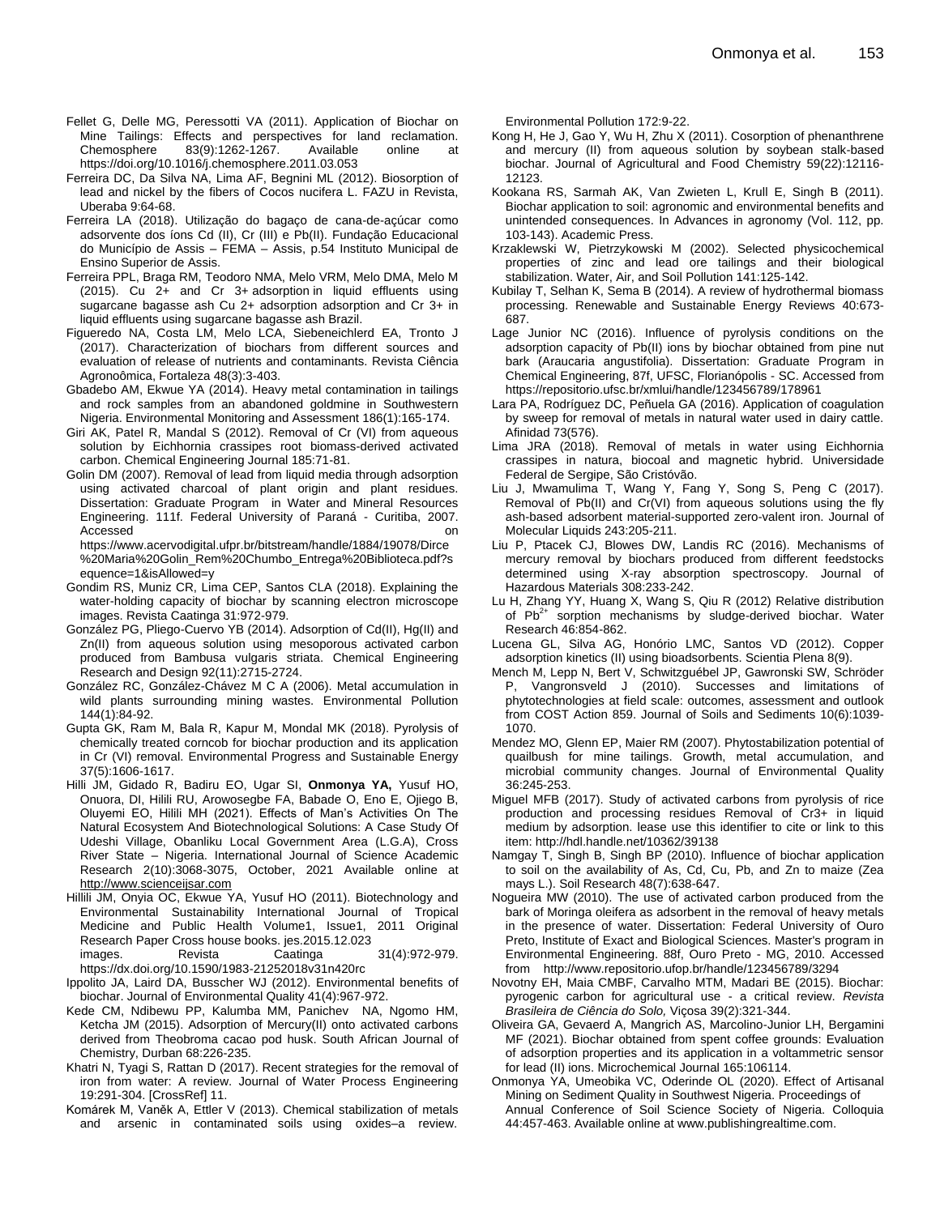Fellet G, Delle MG, Peressotti VA (2011). Application of Biochar on Mine Tailings: Effects and perspectives for land reclamation. Chemosphere 83(9):1262-1267. Available online at https://doi.org/10.1016/j.chemosphere.2011.03.053

Ferreira DC, Da Silva NA, Lima AF, Begnini ML (2012). Biosorption of lead and nickel by the fibers of Cocos nucifera L. FAZU in Revista, Uberaba 9:64-68.

Ferreira LA (2018). Utilização do bagaço de cana-de-açúcar como adsorvente dos íons Cd (II), Cr (III) e Pb(II). Fundação Educacional do Município de Assis – FEMA – Assis, p.54 Instituto Municipal de Ensino Superior de Assis.

Ferreira PPL, Braga RM, Teodoro NMA, Melo VRM, Melo DMA, Melo M (2015). Cu 2+ and Cr 3+ adsorption in liquid effluents using sugarcane bagasse ash Cu 2+ adsorption adsorption and Cr 3+ in liquid effluents using sugarcane bagasse ash Brazil.

Figueredo NA, Costa LM, Melo LCA, Siebeneichlerd EA, Tronto J (2017). Characterization of biochars from different sources and evaluation of release of nutrients and contaminants. Revista Ciência Agronoômica, Fortaleza 48(3):3-403.

Gbadebo AM, Ekwue YA (2014). Heavy metal contamination in tailings and rock samples from an abandoned goldmine in Southwestern Nigeria. Environmental Monitoring and Assessment 186(1):165-174.

Giri AK, Patel R, Mandal S (2012). Removal of Cr (VI) from aqueous solution by Eichhornia crassipes root biomass-derived activated carbon. Chemical Engineering Journal 185:71-81.

Golin DM (2007). Removal of lead from liquid media through adsorption using activated charcoal of plant origin and plant residues. Dissertation: Graduate Program in Water and Mineral Resources Engineering. 111f. Federal University of Paraná - Curitiba, 2007. Accessed on https://www.acervodigital.ufpr.br/bitstream/handle/1884/19078/Dirce%20Maria%20Golin_Rem%20Chumbo_Entrega%20Biblioteca.pdf?sequence=1&isAllowed=y

Gondim RS, Muniz CR, Lima CEP, Santos CLA (2018). Explaining the water-holding capacity of biochar by scanning electron microscope images. Revista Caatinga 31:972-979.

González PG, Pliego-Cuervo YB (2014). Adsorption of Cd(II), Hg(II) and Zn(II) from aqueous solution using mesoporous activated carbon produced from Bambusa vulgaris striata. Chemical Engineering Research and Design 92(11):2715-2724.

González RC, González-Chávez M C A (2006). Metal accumulation in wild plants surrounding mining wastes. Environmental Pollution 144(1):84-92.

Gupta GK, Ram M, Bala R, Kapur M, Mondal MK (2018). Pyrolysis of chemically treated corncob for biochar production and its application in Cr (VI) removal. Environmental Progress and Sustainable Energy 37(5):1606-1617.

Hilli JM, Gidado R, Badiru EO, Ugar SI, **Onmonya YA,** Yusuf HO, Onuora, DI, Hilili RU, Arowosegbe FA, Babade O, Eno E, Ojiego B, Oluyemi EO, Hilili MH (2021). Effects of Man's Activities On The Natural Ecosystem And Biotechnological Solutions: A Case Study Of Udeshi Village, Obanliku Local Government Area (L.G.A), Cross River State – Nigeria. International Journal of Science Academic Research 2(10):3068-3075, October, 2021 Available online at http://www.scienceijsar.com

Hillili JM, Onyia OC, Ekwue YA, Yusuf HO (2011). Biotechnology and Environmental Sustainability International Journal of Tropical Medicine and Public Health Volume1, Issue1, 2011 Original Research Paper Cross house books. jes.2015.12.023 images. Revista Caatinga 31(4):972-979. https://dx.doi.org/10.1590/1983-21252018v31n420rc

Ippolito JA, Laird DA, Busscher WJ (2012). Environmental benefits of biochar. Journal of Environmental Quality 41(4):967-972.

Kede CM, Ndibewu PP, Kalumba MM, Panichev NA, Ngomo HM, Ketcha JM (2015). Adsorption of Mercury(II) onto activated carbons derived from Theobroma cacao pod husk. South African Journal of Chemistry, Durban 68:226-235.

Khatri N, Tyagi S, Rattan D (2017). Recent strategies for the removal of iron from water: A review. Journal of Water Process Engineering 19:291-304. [CrossRef] 11.

Komárek M, Vaněk A, Ettler V (2013). Chemical stabilization of metals and arsenic in contaminated soils using oxides–a review. Environmental Pollution 172:9-22.

Kong H, He J, Gao Y, Wu H, Zhu X (2011). Cosorption of phenanthrene and mercury (II) from aqueous solution by soybean stalk-based biochar. Journal of Agricultural and Food Chemistry 59(22):12116-12123.

Kookana RS, Sarmah AK, Van Zwieten L, Krull E, Singh B (2011). Biochar application to soil: agronomic and environmental benefits and unintended consequences. In Advances in agronomy (Vol. 112, pp. 103-143). Academic Press.

Krzaklewski W, Pietrzykowski M (2002). Selected physicochemical properties of zinc and lead ore tailings and their biological stabilization. Water, Air, and Soil Pollution 141:125-142.

Kubilay T, Selhan K, Sema B (2014). A review of hydrothermal biomass processing. Renewable and Sustainable Energy Reviews 40:673-687.

Lage Junior NC (2016). Influence of pyrolysis conditions on the adsorption capacity of Pb(II) ions by biochar obtained from pine nut bark (Araucaria angustifolia). Dissertation: Graduate Program in Chemical Engineering, 87f, UFSC, Florianópolis - SC. Accessed from https://repositorio.ufsc.br/xmlui/handle/123456789/178961

Lara PA, Rodríguez DC, Peñuela GA (2016). Application of coagulation by sweep for removal of metals in natural water used in dairy cattle. Afinidad 73(576).

Lima JRA (2018). Removal of metals in water using Eichhornia crassipes in natura, biocoal and magnetic hybrid. Universidade Federal de Sergipe, São Cristóvão.

Liu J, Mwamulima T, Wang Y, Fang Y, Song S, Peng C (2017). Removal of Pb(II) and Cr(VI) from aqueous solutions using the fly ash-based adsorbent material-supported zero-valent iron. Journal of Molecular Liquids 243:205-211.

Liu P, Ptacek CJ, Blowes DW, Landis RC (2016). Mechanisms of mercury removal by biochars produced from different feedstocks determined using X-ray absorption spectroscopy. Journal of Hazardous Materials 308:233-242.

Lu H, Zhang YY, Huang X, Wang S, Qiu R (2012) Relative distribution of $Pb^{2+}$ sorption mechanisms by sludge-derived biochar. Water Research 46:854-862.

Lucena GL, Silva AG, Honório LMC, Santos VD (2012). Copper adsorption kinetics (II) using bioadsorbents. Scientia Plena 8(9).

Mench M, Lepp N, Bert V, Schwitzguébel JP, Gawronski SW, Schröder P, Vangronsveld J (2010). Successes and limitations of phytotechnologies at field scale: outcomes, assessment and outlook from COST Action 859. Journal of Soils and Sediments 10(6):1039-1070.

Mendez MO, Glenn EP, Maier RM (2007). Phytostabilization potential of quailbush for mine tailings. Growth, metal accumulation, and microbial community changes. Journal of Environmental Quality 36:245-253.

Miguel MFB (2017). Study of activated carbons from pyrolysis of rice production and processing residues Removal of Cr3+ in liquid medium by adsorption. lease use this identifier to cite or link to this item: http://hdl.handle.net/10362/39138

Namgay T, Singh B, Singh BP (2010). Influence of biochar application to soil on the availability of As, Cd, Cu, Pb, and Zn to maize (Zea mays L.). Soil Research 48(7):638-647.

Nogueira MW (2010). The use of activated carbon produced from the bark of Moringa oleifera as adsorbent in the removal of heavy metals in the presence of water. Dissertation: Federal University of Ouro Preto, Institute of Exact and Biological Sciences. Master's program in Environmental Engineering. 88f, Ouro Preto - MG, 2010. Accessed from http://www.repositorio.ufop.br/handle/123456789/3294

Novotny EH, Maia CMBF, Carvalho MTM, Madari BE (2015). Biochar: pyrogenic carbon for agricultural use - a critical review. *Revista Brasileira de Ciência do Solo,* Viçosa 39(2):321-344.

Oliveira GA, Gevaerd A, Mangrich AS, Marcolino-Junior LH, Bergamini MF (2021). Biochar obtained from spent coffee grounds: Evaluation of adsorption properties and its application in a voltammetric sensor for lead (II) ions. Microchemical Journal 165:106114.

Onmonya YA, Umeobika VC, Oderinde OL (2020). Effect of Artisanal Mining on Sediment Quality in Southwest Nigeria. Proceedings of Annual Conference of Soil Science Society of Nigeria. Colloquia 44:457-463. Available online at www.publishingrealtime.com.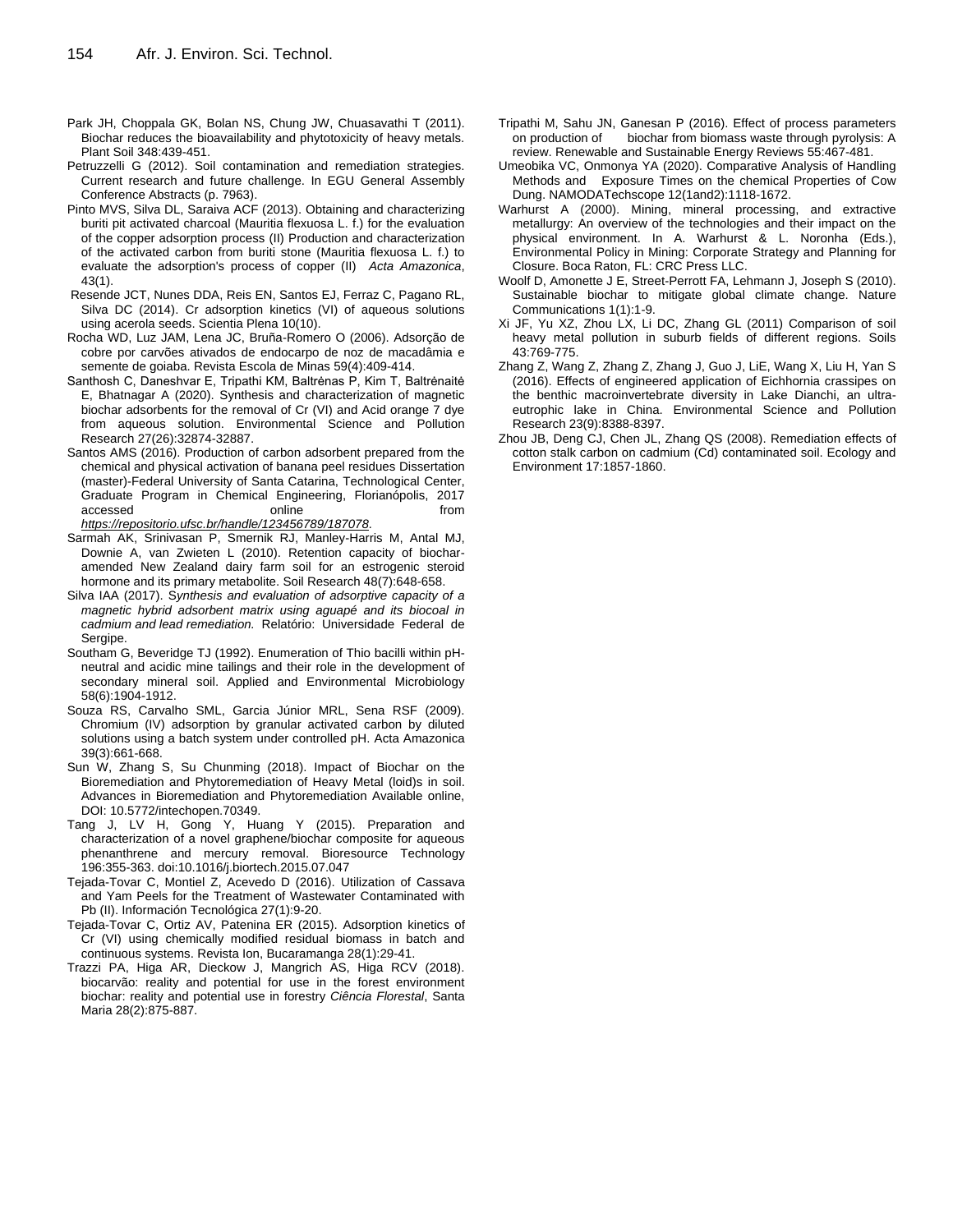Park JH, Choppala GK, Bolan NS, Chung JW, Chuasavathi T (2011). Biochar reduces the bioavailability and phytotoxicity of heavy metals. Plant Soil 348:439-451.

Petruzzelli G (2012). Soil contamination and remediation strategies. Current research and future challenge. In EGU General Assembly Conference Abstracts (p. 7963).

Pinto MVS, Silva DL, Saraiva ACF (2013). Obtaining and characterizing buriti pit activated charcoal (Mauritia flexuosa L. f.) for the evaluation of the copper adsorption process (II) Production and characterization of the activated carbon from buriti stone (Mauritia flexuosa L. f.) to evaluate the adsorption's process of copper (II) *Acta Amazonica*, 43(1).

Resende JCT, Nunes DDA, Reis EN, Santos EJ, Ferraz C, Pagano RL, Silva DC (2014). Cr adsorption kinetics (VI) of aqueous solutions using acerola seeds. Scientia Plena 10(10).

Rocha WD, Luz JAM, Lena JC, Bruña-Romero O (2006). Adsorção de cobre por carvões ativados de endocarpo de noz de macadâmia e semente de goiaba. Revista Escola de Minas 59(4):409-414.

Santhosh C, Daneshvar E, Tripathi KM, Baltrėnas P, Kim T, Baltrėnaitė E, Bhatnagar A (2020). Synthesis and characterization of magnetic biochar adsorbents for the removal of Cr (VI) and Acid orange 7 dye from aqueous solution. Environmental Science and Pollution Research 27(26):32874-32887.

Santos AMS (2016). Production of carbon adsorbent prepared from the chemical and physical activation of banana peel residues Dissertation (master)-Federal University of Santa Catarina, Technological Center, Graduate Program in Chemical Engineering, Florianópolis, 2017 accessed online from *https://repositorio.ufsc.br/handle/123456789/187078*.

Sarmah AK, Srinivasan P, Smernik RJ, Manley-Harris M, Antal MJ, Downie A, van Zwieten L (2010). Retention capacity of biochar-amended New Zealand dairy farm soil for an estrogenic steroid hormone and its primary metabolite. Soil Research 48(7):648-658.

Silva IAA (2017). *Synthesis and evaluation of adsorptive capacity of a magnetic hybrid adsorbent matrix using aguapé and its biocoal in cadmium and lead remediation.* Relatório: Universidade Federal de Sergipe.

Southam G, Beveridge TJ (1992). Enumeration of Thio bacilli within pH-neutral and acidic mine tailings and their role in the development of secondary mineral soil. Applied and Environmental Microbiology 58(6):1904-1912.

Souza RS, Carvalho SML, Garcia Júnior MRL, Sena RSF (2009). Chromium (IV) adsorption by granular activated carbon by diluted solutions using a batch system under controlled pH. Acta Amazonica 39(3):661-668.

Sun W, Zhang S, Su Chunming (2018). Impact of Biochar on the Bioremediation and Phytoremediation of Heavy Metal (loid)s in soil. Advances in Bioremediation and Phytoremediation Available online, DOI: 10.5772/intechopen.70349.

Tang J, LV H, Gong Y, Huang Y (2015). Preparation and characterization of a novel graphene/biochar composite for aqueous phenanthrene and mercury removal. Bioresource Technology 196:355-363. doi:10.1016/j.biortech.2015.07.047

Tejada-Tovar C, Montiel Z, Acevedo D (2016). Utilization of Cassava and Yam Peels for the Treatment of Wastewater Contaminated with Pb (II). Información Tecnológica 27(1):9-20.

Tejada-Tovar C, Ortiz AV, Patenina ER (2015). Adsorption kinetics of Cr (VI) using chemically modified residual biomass in batch and continuous systems. Revista Ion, Bucaramanga 28(1):29-41.

Trazzi PA, Higa AR, Dieckow J, Mangrich AS, Higa RCV (2018). biocarvão: reality and potential for use in the forest environment biochar: reality and potential use in forestry *Ciência Florestal*, Santa Maria 28(2):875-887.

Tripathi M, Sahu JN, Ganesan P (2016). Effect of process parameters on production of biochar from biomass waste through pyrolysis: A review. Renewable and Sustainable Energy Reviews 55:467-481.

Umeobika VC, Onmonya YA (2020). Comparative Analysis of Handling Methods and Exposure Times on the chemical Properties of Cow Dung. NAMODATechscope 12(1and2):1118-1672.

Warhurst A (2000). Mining, mineral processing, and extractive metallurgy: An overview of the technologies and their impact on the physical environment. In A. Warhurst & L. Noronha (Eds.), Environmental Policy in Mining: Corporate Strategy and Planning for Closure. Boca Raton, FL: CRC Press LLC.

Woolf D, Amonette J E, Street-Perrott FA, Lehmann J, Joseph S (2010). Sustainable biochar to mitigate global climate change. Nature Communications 1(1):1-9.

Xi JF, Yu XZ, Zhou LX, Li DC, Zhang GL (2011) Comparison of soil heavy metal pollution in suburb fields of different regions. Soils 43:769-775.

Zhang Z, Wang Z, Zhang Z, Zhang J, Guo J, LiE, Wang X, Liu H, Yan S (2016). Effects of engineered application of Eichhornia crassipes on the benthic macroinvertebrate diversity in Lake Dianchi, an ultra-eutrophic lake in China. Environmental Science and Pollution Research 23(9):8388-8397.

Zhou JB, Deng CJ, Chen JL, Zhang QS (2008). Remediation effects of cotton stalk carbon on cadmium (Cd) contaminated soil. Ecology and Environment 17:1857-1860.